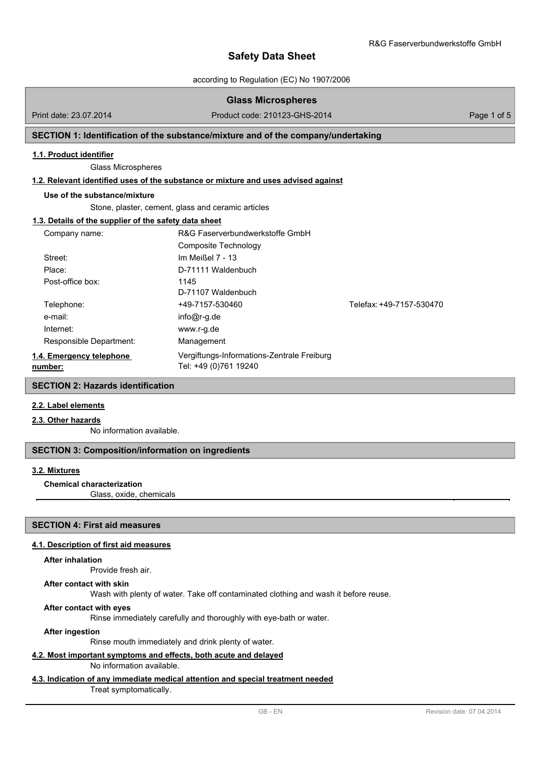# Safety Data Sheet

according to Regulation (EC) No 1907/2006

## Glass Microspheres

Print date: 23.07.2014 | Product code: 210123-GHS-2014

## SECTION 1: Identification of the substance/mixture and of the company/undertaking

### 1.1. Product identifier

Glass Microspheres

### 1.2. Relevant identified uses of the substance or mixture and uses advised against

**Use of the substance/mixture**

Stone, plaster, cement, glass and ceramic articles

### 1.3. Details of the supplier of the safety data sheet

| | | |
|---|---|---|
| Company name: | R&G Faserverbundwerkstoffe GmbH<br>Composite Technology | |
| Street: | Im Meißel 7 - 13 | |
| Place: | D-71111 Waldenbuch | |
| Post-office box: | 1145<br>D-71107 Waldenbuch | |
| Telephone: | +49-7157-530460 | Telefax: +49-7157-530470 |
| e-mail: | info@r-g.de | |
| Internet: | www.r-g.de | |
| Responsible Department: | Management | |

### 1.4. Emergency telephone number:

Vergiftungs-Informations-Zentrale Freiburg
Tel: +49 (0)761 19240

## SECTION 2: Hazards identification

### 2.2. Label elements

### 2.3. Other hazards

No information available.

## SECTION 3: Composition/information on ingredients

### 3.2. Mixtures

**Chemical characterization**

Glass, oxide, chemicals

## SECTION 4: First aid measures

### 4.1. Description of first aid measures

**After inhalation**

Provide fresh air.

**After contact with skin**

Wash with plenty of water. Take off contaminated clothing and wash it before reuse.

**After contact with eyes**

Rinse immediately carefully and thoroughly with eye-bath or water.

**After ingestion**

Rinse mouth immediately and drink plenty of water.

### 4.2. Most important symptoms and effects, both acute and delayed

No information available.

### 4.3. Indication of any immediate medical attention and special treatment needed

Treat symptomatically.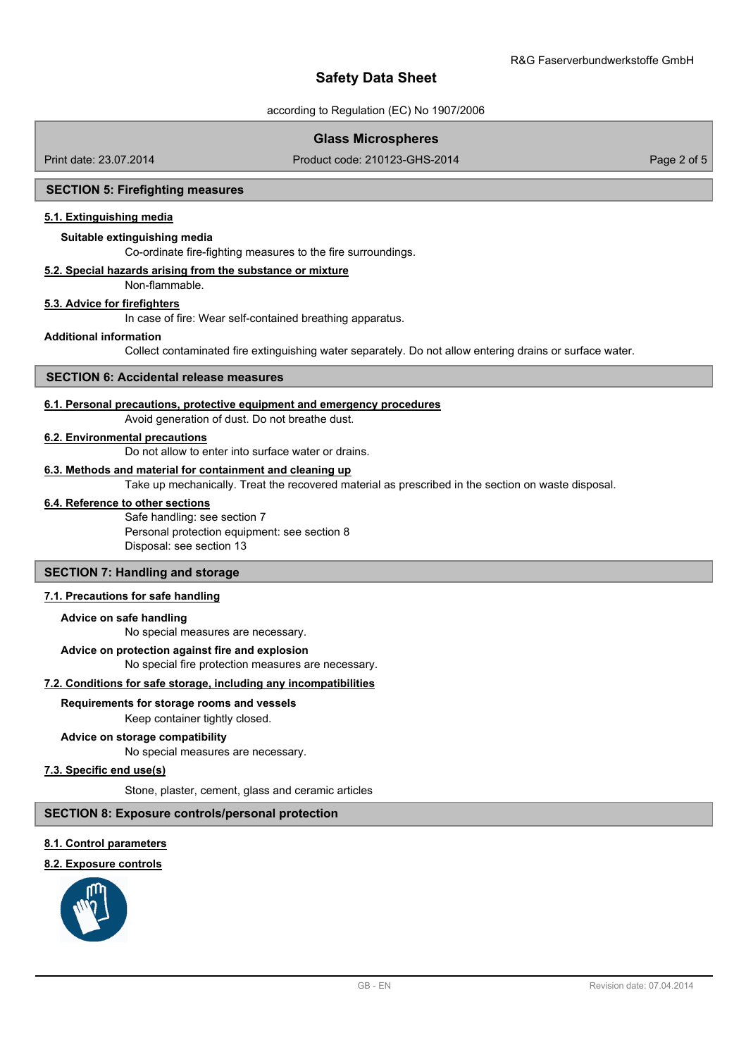## SECTION 5: Firefighting measures

### 5.1. Extinguishing media

**Suitable extinguishing media**

Co-ordinate fire-fighting measures to the fire surroundings.

### 5.2. Special hazards arising from the substance or mixture

Non-flammable.

### 5.3. Advice for firefighters

In case of fire: Wear self-contained breathing apparatus.

**Additional information**

Collect contaminated fire extinguishing water separately. Do not allow entering drains or surface water.

## SECTION 6: Accidental release measures

### 6.1. Personal precautions, protective equipment and emergency procedures

Avoid generation of dust. Do not breathe dust.

### 6.2. Environmental precautions

Do not allow to enter into surface water or drains.

### 6.3. Methods and material for containment and cleaning up

Take up mechanically. Treat the recovered material as prescribed in the section on waste disposal.

### 6.4. Reference to other sections

Safe handling: see section 7
Personal protection equipment: see section 8
Disposal: see section 13

## SECTION 7: Handling and storage

### 7.1. Precautions for safe handling

**Advice on safe handling**

No special measures are necessary.

**Advice on protection against fire and explosion**

No special fire protection measures are necessary.

### 7.2. Conditions for safe storage, including any incompatibilities

**Requirements for storage rooms and vessels**

Keep container tightly closed.

**Advice on storage compatibility**

No special measures are necessary.

### 7.3. Specific end use(s)

Stone, plaster, cement, glass and ceramic articles

## SECTION 8: Exposure controls/personal protection

### 8.1. Control parameters

### 8.2. Exposure controls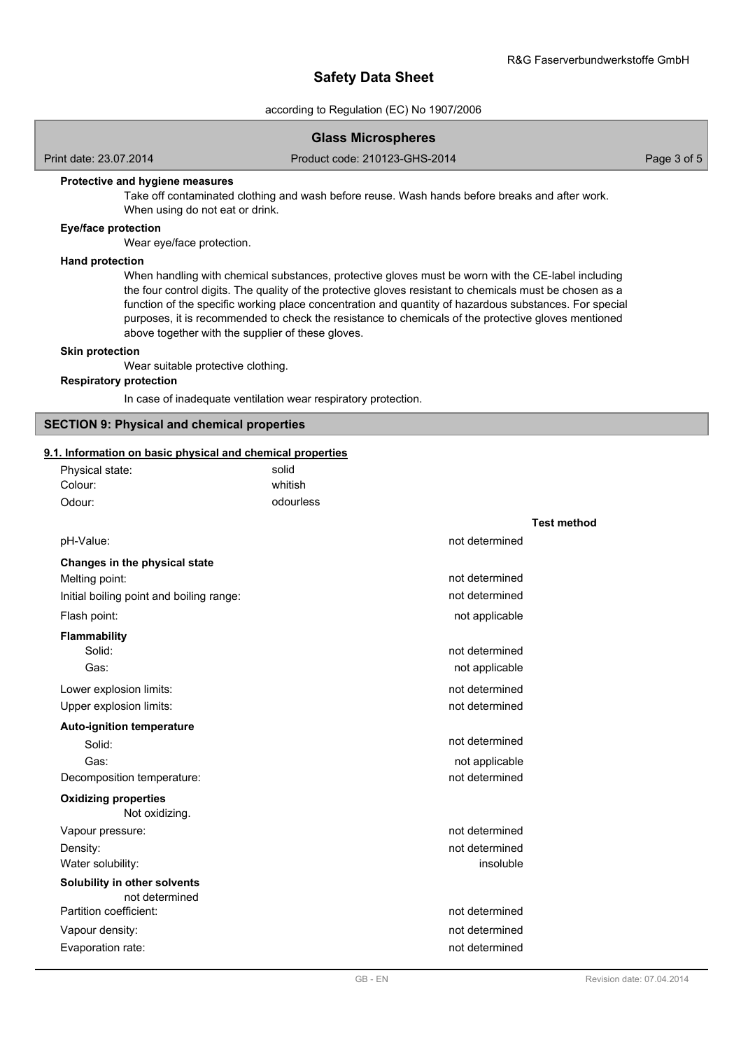**Protective and hygiene measures**

Take off contaminated clothing and wash before reuse. Wash hands before breaks and after work. When using do not eat or drink.

**Eye/face protection**

Wear eye/face protection.

**Hand protection**

When handling with chemical substances, protective gloves must be worn with the CE-label including the four control digits. The quality of the protective gloves resistant to chemicals must be chosen as a function of the specific working place concentration and quantity of hazardous substances. For special purposes, it is recommended to check the resistance to chemicals of the protective gloves mentioned above together with the supplier of these gloves.

**Skin protection**

Wear suitable protective clothing.

**Respiratory protection**

In case of inadequate ventilation wear respiratory protection.

## SECTION 9: Physical and chemical properties

### 9.1. Information on basic physical and chemical properties

| | | |
|---|---|---|
| Physical state: | solid | |
| Colour: | whitish | |
| Odour: | odourless | |
| | | **Test method** |
| pH-Value: | not determined | |
| **Changes in the physical state** | | |
| Melting point: | not determined | |
| Initial boiling point and boiling range: | not determined | |
| Flash point: | not applicable | |
| **Flammability** | | |
| Solid: | not determined | |
| Gas: | not applicable | |
| Lower explosion limits: | not determined | |
| Upper explosion limits: | not determined | |
| **Auto-ignition temperature** | | |
| Solid: | not determined | |
| Gas: | not applicable | |
| Decomposition temperature: | not determined | |

**Oxidizing properties**

Not oxidizing.

| | | |
|---|---|---|
| Vapour pressure: | not determined | |
| Density: | not determined | |
| Water solubility: | insoluble | |

**Solubility in other solvents**

not determined

| | | |
|---|---|---|
| Partition coefficient: | not determined | |
| Vapour density: | not determined | |
| Evaporation rate: | not determined | |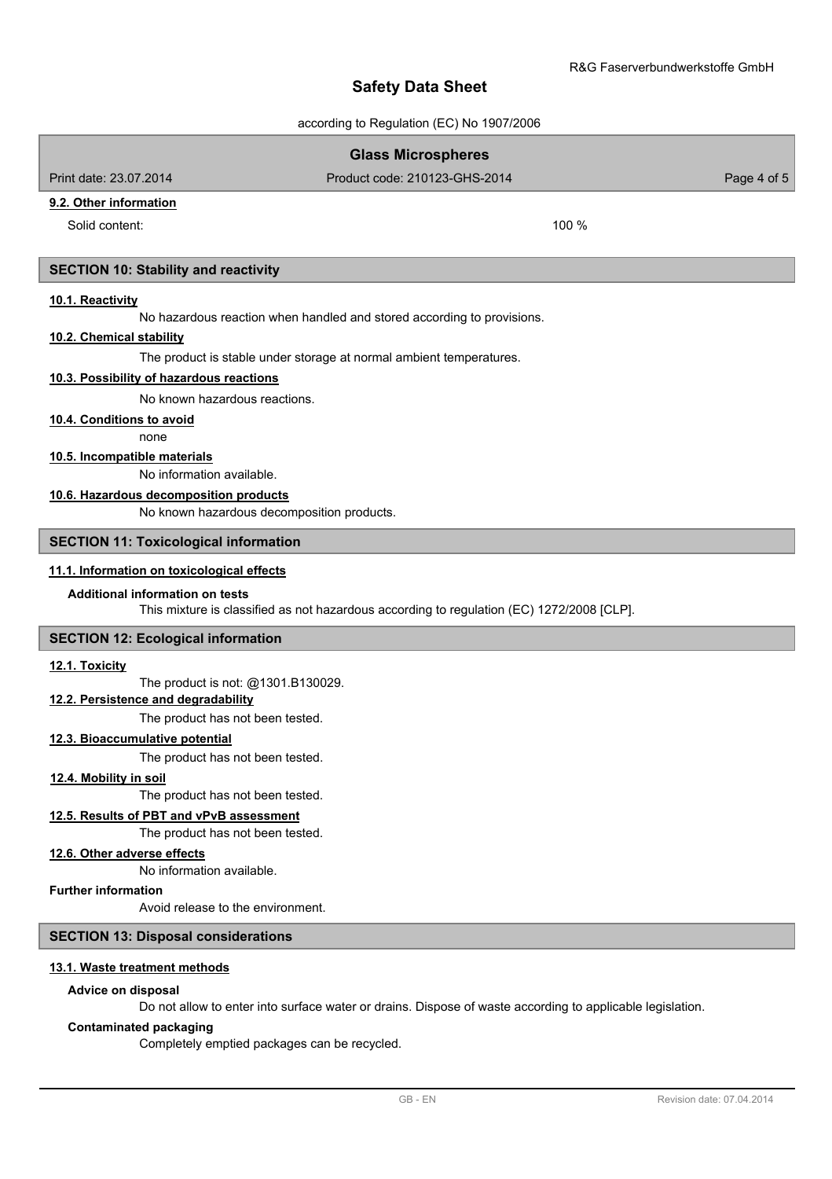#### 9.2. Other information

Solid content: 100 %

## SECTION 10: Stability and reactivity

#### 10.1. Reactivity

No hazardous reaction when handled and stored according to provisions.

#### 10.2. Chemical stability

The product is stable under storage at normal ambient temperatures.

#### 10.3. Possibility of hazardous reactions

No known hazardous reactions.

#### 10.4. Conditions to avoid

none

#### 10.5. Incompatible materials

No information available.

#### 10.6. Hazardous decomposition products

No known hazardous decomposition products.

## SECTION 11: Toxicological information

#### 11.1. Information on toxicological effects

**Additional information on tests**

This mixture is classified as not hazardous according to regulation (EC) 1272/2008 [CLP].

## SECTION 12: Ecological information

#### 12.1. Toxicity

The product is not: @1301.B130029.

#### 12.2. Persistence and degradability

The product has not been tested.

#### 12.3. Bioaccumulative potential

The product has not been tested.

#### 12.4. Mobility in soil

The product has not been tested.

#### 12.5. Results of PBT and vPvB assessment

The product has not been tested.

#### 12.6. Other adverse effects

No information available.

**Further information**

Avoid release to the environment.

## SECTION 13: Disposal considerations

#### 13.1. Waste treatment methods

**Advice on disposal**

Do not allow to enter into surface water or drains. Dispose of waste according to applicable legislation.

**Contaminated packaging**

Completely emptied packages can be recycled.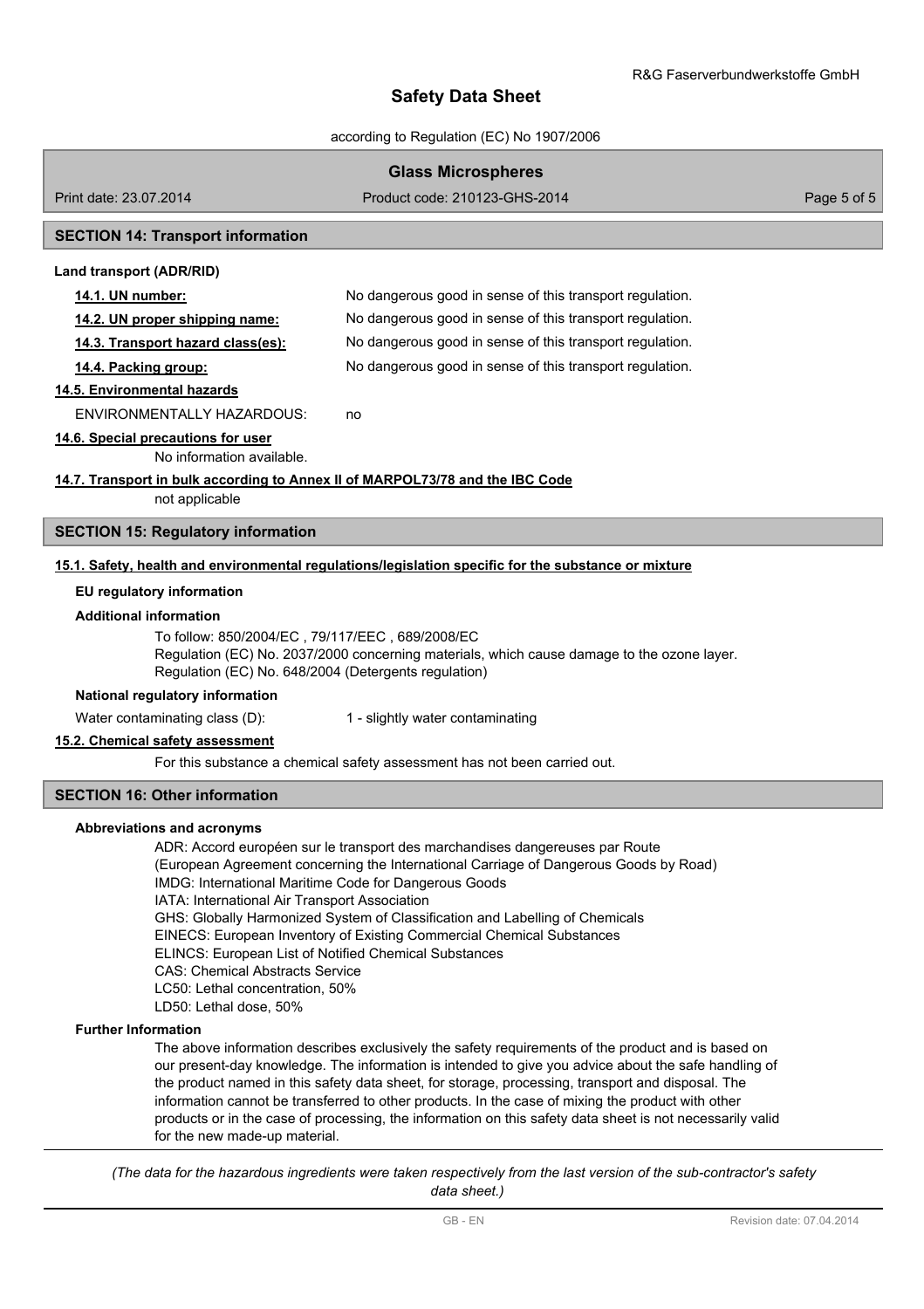## SECTION 14: Transport information

**Land transport (ADR/RID)**

| | |
|---|---|
| **14.1. UN number:** | No dangerous good in sense of this transport regulation. |
| **14.2. UN proper shipping name:** | No dangerous good in sense of this transport regulation. |
| **14.3. Transport hazard class(es):** | No dangerous good in sense of this transport regulation. |
| **14.4. Packing group:** | No dangerous good in sense of this transport regulation. |

**14.5. Environmental hazards**

ENVIRONMENTALLY HAZARDOUS: no

**14.6. Special precautions for user**

No information available.

**14.7. Transport in bulk according to Annex II of MARPOL73/78 and the IBC Code**

not applicable

## SECTION 15: Regulatory information

**15.1. Safety, health and environmental regulations/legislation specific for the substance or mixture**

**EU regulatory information**

**Additional information**

To follow: 850/2004/EC , 79/117/EEC , 689/2008/EC
Regulation (EC) No. 2037/2000 concerning materials, which cause damage to the ozone layer.
Regulation (EC) No. 648/2004 (Detergents regulation)

**National regulatory information**

Water contaminating class (D): 1 - slightly water contaminating

**15.2. Chemical safety assessment**

For this substance a chemical safety assessment has not been carried out.

## SECTION 16: Other information

**Abbreviations and acronyms**

ADR: Accord européen sur le transport des marchandises dangereuses par Route
(European Agreement concerning the International Carriage of Dangerous Goods by Road)
IMDG: International Maritime Code for Dangerous Goods
IATA: International Air Transport Association
GHS: Globally Harmonized System of Classification and Labelling of Chemicals
EINECS: European Inventory of Existing Commercial Chemical Substances
ELINCS: European List of Notified Chemical Substances
CAS: Chemical Abstracts Service
LC50: Lethal concentration, 50%
LD50: Lethal dose, 50%

**Further Information**

The above information describes exclusively the safety requirements of the product and is based on our present-day knowledge. The information is intended to give you advice about the safe handling of the product named in this safety data sheet, for storage, processing, transport and disposal. The information cannot be transferred to other products. In the case of mixing the product with other products or in the case of processing, the information on this safety data sheet is not necessarily valid for the new made-up material.

*(The data for the hazardous ingredients were taken respectively from the last version of the sub-contractor's safety data sheet.)*